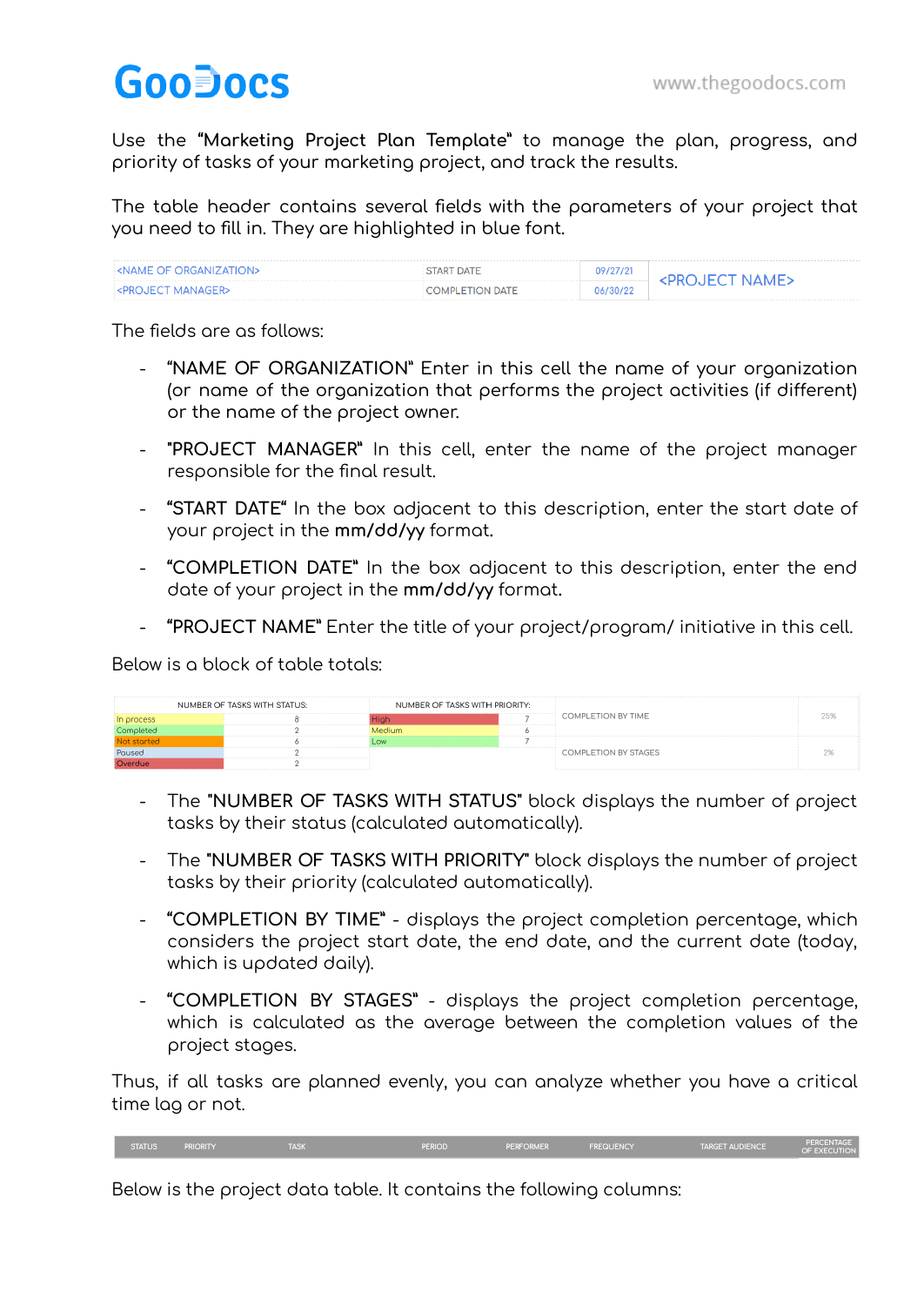Use the **"Marketing Project Plan Template"** to manage the plan, progress, and priority of tasks of your marketing project, and track the results.

The table header contains several fields with the parameters of your project that you need to fill in. They are highlighted in blue font.

| <NAME OF ORGANIZATION> | START DATE | 09/27/21 | <PROJECT NAME> |
|---|---|---|---|
| <PROJECT MANAGER> | COMPLETION DATE | 06/30/22 | |

The fields are as follows:

- "NAME OF ORGANIZATION" Enter in this cell the name of your organization (or name of the organization that performs the project activities (if different) or the name of the project owner.
- "PROJECT MANAGER" In this cell, enter the name of the project manager responsible for the final result.
- "START DATE" In the box adjacent to this description, enter the start date of your project in the **mm/dd/yy** format.
- "COMPLETION DATE" In the box adjacent to this description, enter the end date of your project in the **mm/dd/yy** format.
- "PROJECT NAME" Enter the title of your project/program/ initiative in this cell.

Below is a block of table totals:

| NUMBER OF TASKS WITH STATUS: | | NUMBER OF TASKS WITH PRIORITY: | | | |
|---|---|---|---|---|---|
| In process | 8 | High | 7 | COMPLETION BY TIME | 25% |
| Completed | 2 | Medium | 6 | | |
| Not started | 6 | Low | 7 | | |
| Paused | 2 | | | COMPLETION BY STAGES | 2% |
| Overdue | 2 | | | | |

- The "NUMBER OF TASKS WITH STATUS" block displays the number of project tasks by their status (calculated automatically).
- The "NUMBER OF TASKS WITH PRIORITY" block displays the number of project tasks by their priority (calculated automatically).
- "COMPLETION BY TIME" - displays the project completion percentage, which considers the project start date, the end date, and the current date (today, which is updated daily).
- "COMPLETION BY STAGES" - displays the project completion percentage, which is calculated as the average between the completion values of the project stages.

Thus, if all tasks are planned evenly, you can analyze whether you have a critical time lag or not.

| STATUS | PRIORITY | TASK | PERIOD | PERFORMER | FREQUENCY | TARGET AUDIENCE | PERCENTAGE OF EXECUTION |
|---|---|---|---|---|---|---|---|

Below is the project data table. It contains the following columns: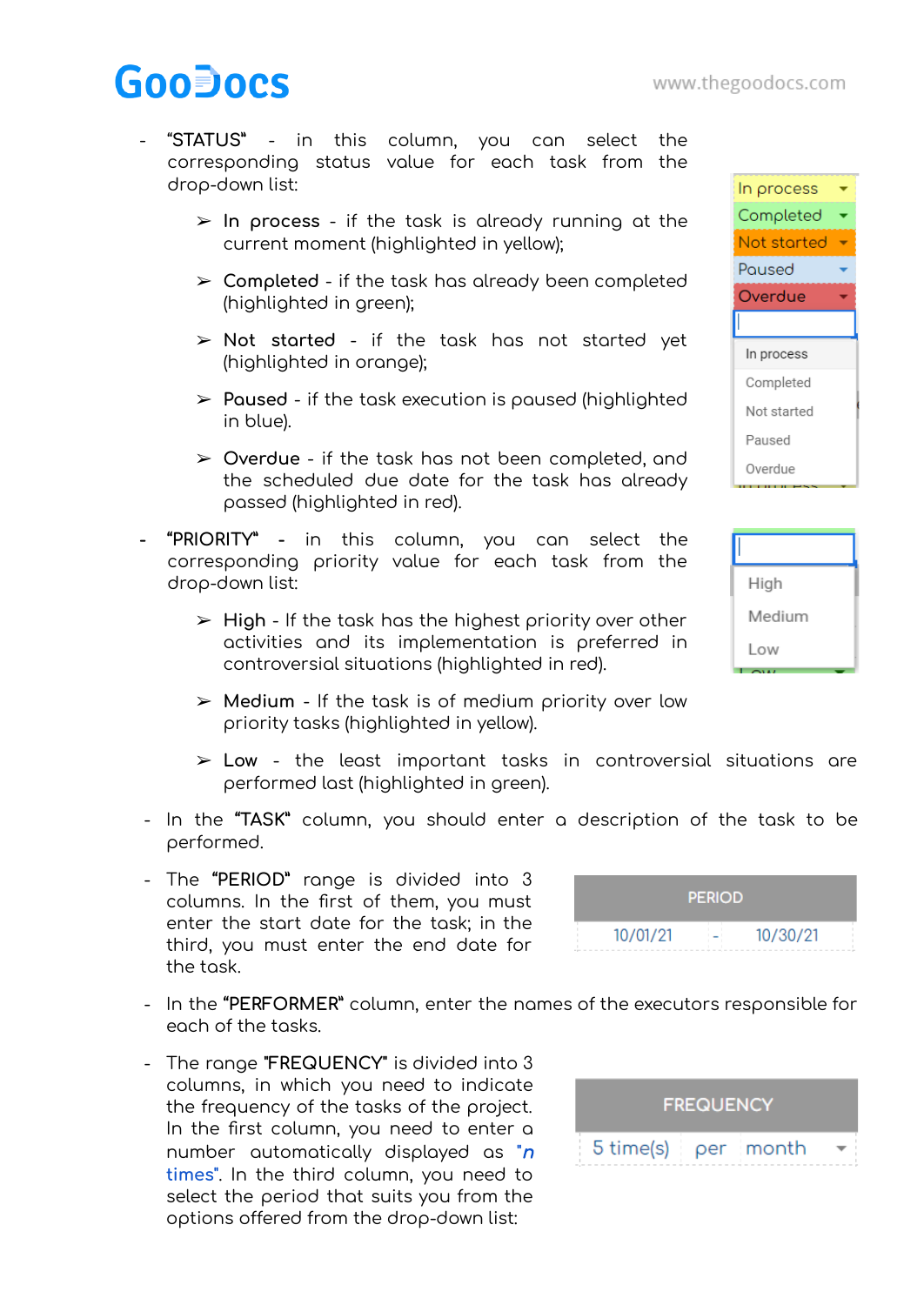- "STATUS" - in this column, you can select the corresponding status value for each task from the drop-down list:

  ➢ In process - if the task is already running at the current moment (highlighted in yellow);

  ➢ Completed - if the task has already been completed (highlighted in green);

  ➢ Not started - if the task has not started yet (highlighted in orange);

  ➢ Paused - if the task execution is paused (highlighted in blue).

  ➢ Overdue - if the task has not been completed, and the scheduled due date for the task has already passed (highlighted in red).

- "PRIORITY" - in this column, you can select the corresponding priority value for each task from the drop-down list:

  ➢ High - If the task has the highest priority over other activities and its implementation is preferred in controversial situations (highlighted in red).

  ➢ Medium - If the task is of medium priority over low priority tasks (highlighted in yellow).

  ➢ Low - the least important tasks in controversial situations are performed last (highlighted in green).

- In the "TASK" column, you should enter a description of the task to be performed.

- The "PERIOD" range is divided into 3 columns. In the first of them, you must enter the start date for the task; in the third, you must enter the end date for the task.

| PERIOD | | |
|---|---|---|
| 10/01/21 | - | 10/30/21 |

- In the "PERFORMER" column, enter the names of the executors responsible for each of the tasks.

- The range "FREQUENCY" is divided into 3 columns, in which you need to indicate the frequency of the tasks of the project. In the first column, you need to enter a number automatically displayed as "*n* times". In the third column, you need to select the period that suits you from the options offered from the drop-down list:

| FREQUENCY | | |
|---|---|---|
| 5 time(s) | per | month |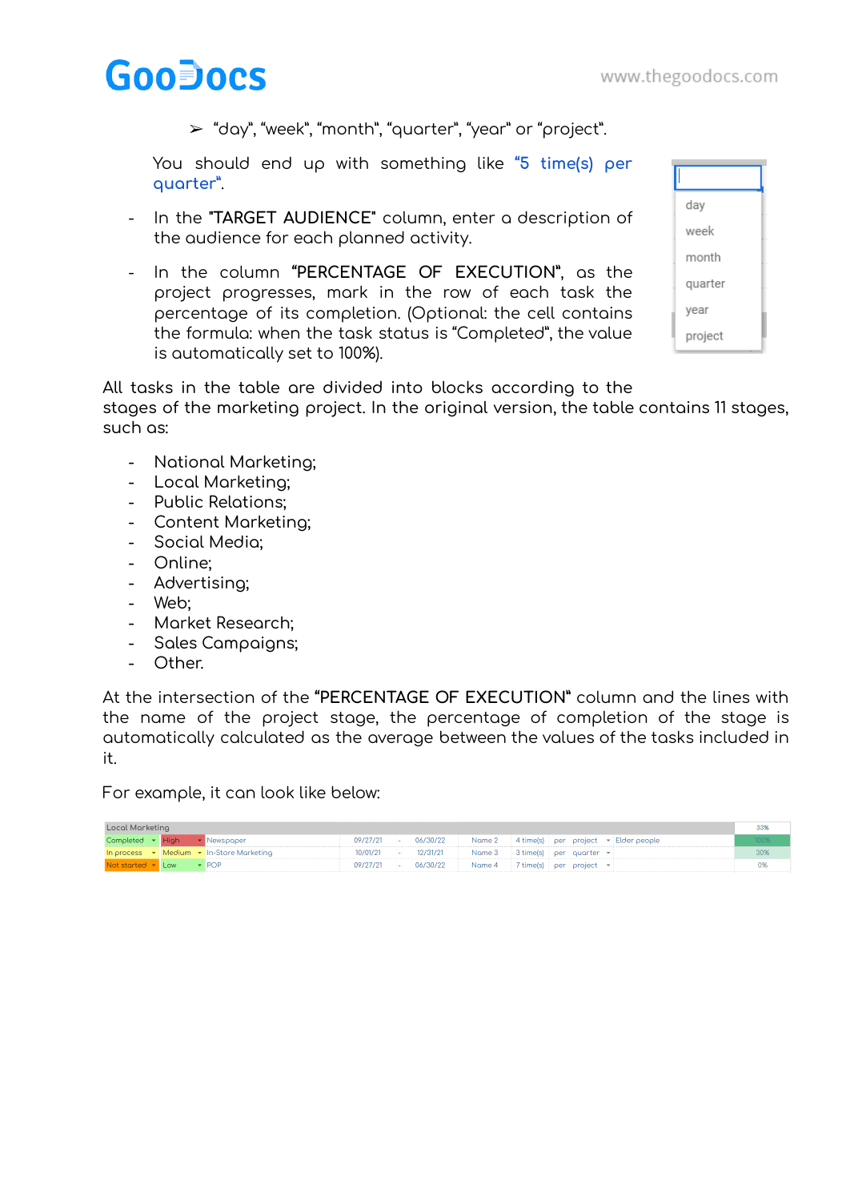➢ "day", "week", "month", "quarter", "year" or "project".

You should end up with something like "5 time(s) per quarter".

| |
|---|
| day |
| week |
| month |
| quarter |
| year |
| project |

- In the "TARGET AUDIENCE" column, enter a description of the audience for each planned activity.
- In the column **"PERCENTAGE OF EXECUTION"**, as the project progresses, mark in the row of each task the percentage of its completion. (Optional: the cell contains the formula: when the task status is "Completed", the value is automatically set to 100%).

All tasks in the table are divided into blocks according to the stages of the marketing project. In the original version, the table contains 11 stages, such as:

- National Marketing;
- Local Marketing;
- Public Relations;
- Content Marketing;
- Social Media;
- Online;
- Advertising;
- Web;
- Market Research;
- Sales Campaigns;
- Other.

At the intersection of the **"PERCENTAGE OF EXECUTION"** column and the lines with the name of the project stage, the percentage of completion of the stage is automatically calculated as the average between the values of the tasks included in it.

For example, it can look like below:

| Local Marketing | | | | | | | | | | | | 33% |
|---|---|---|---|---|---|---|---|---|---|---|---|---|
| Completed | High | Newspaper | 09/27/21 | - | 06/30/22 | Name 2 | 4 time(s) | per | project | Elder people | | 100% |
| In process | Medium | In-Store Marketing | 10/01/21 | - | 12/31/21 | Name 3 | 3 time(s) | per | quarter | | | 30% |
| Not started | Low | POP | 09/27/21 | - | 06/30/22 | Name 4 | 7 time(s) | per | project | | | 0% |